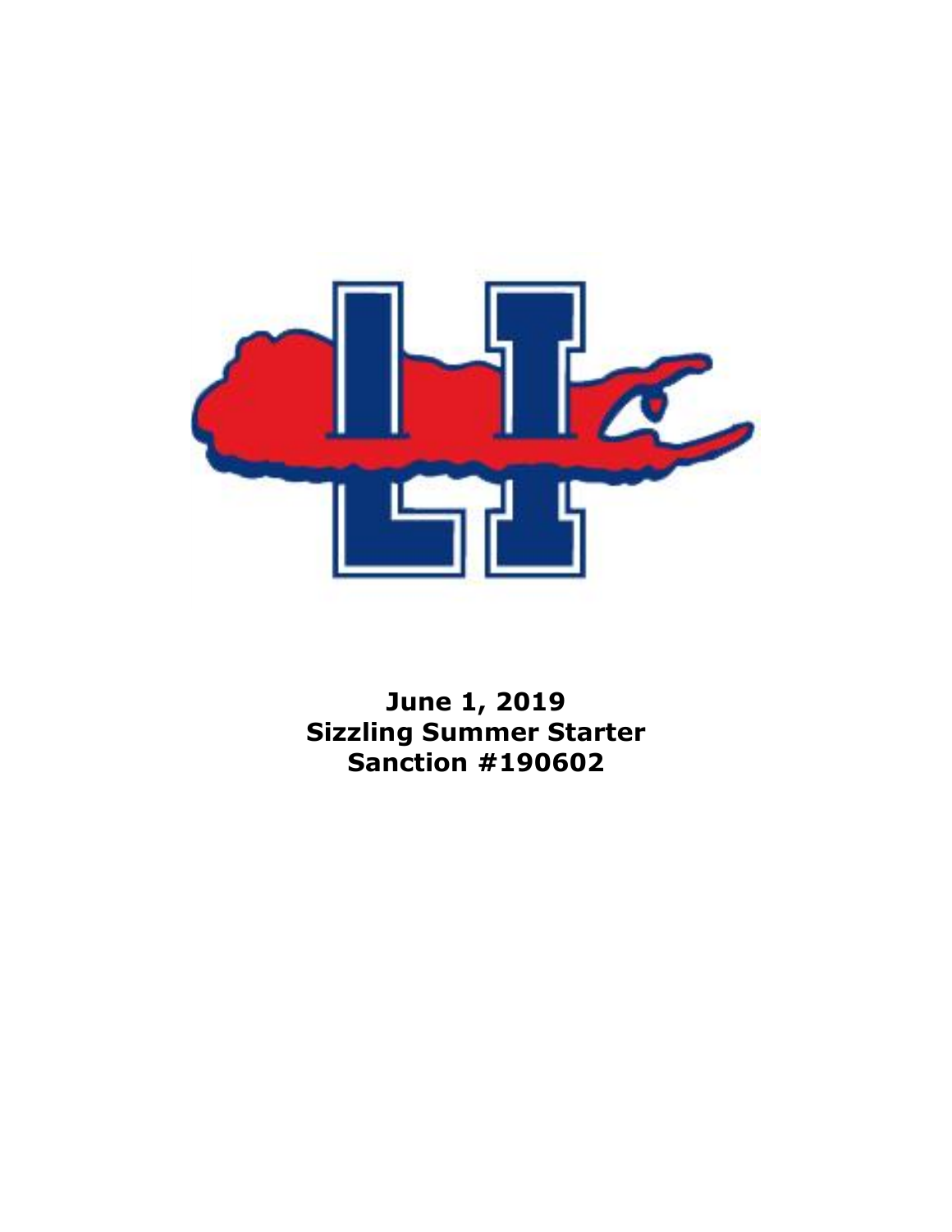**June 1, 2019**
**Sizzling Summer Starter**
**Sanction #190602**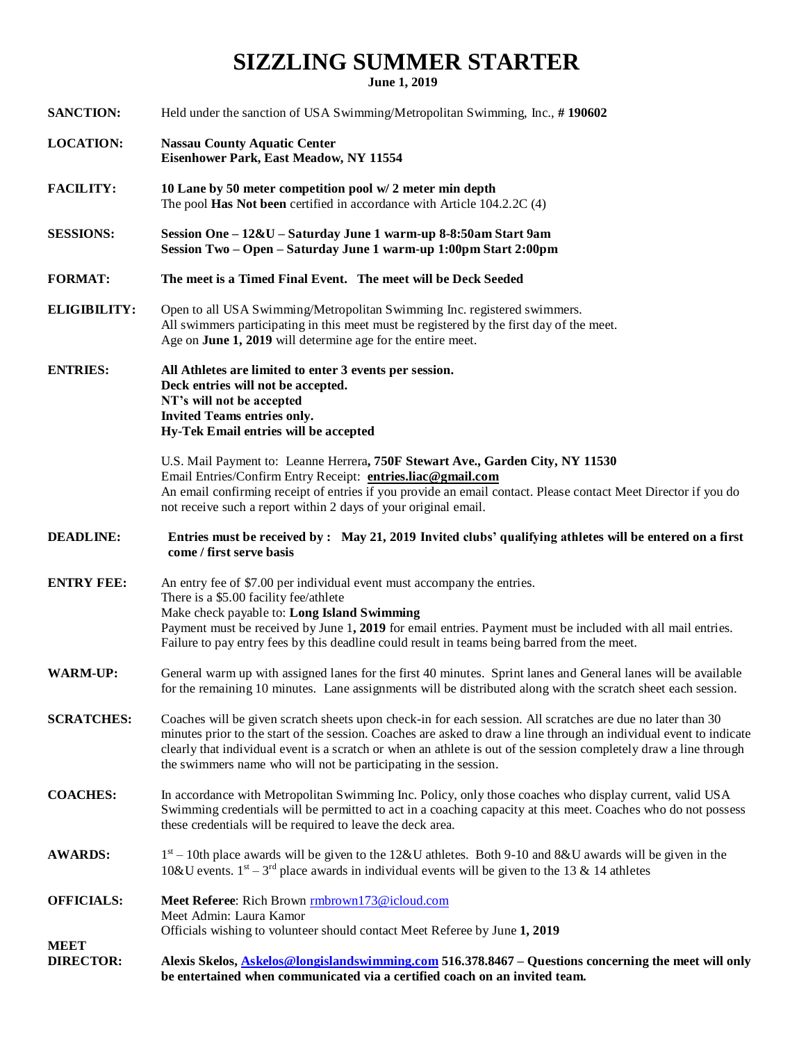# SIZZLING SUMMER STARTER

**June 1, 2019**

**SANCTION:** Held under the sanction of USA Swimming/Metropolitan Swimming, Inc., **# 190602**

**LOCATION:** **Nassau County Aquatic Center**
**Eisenhower Park, East Meadow, NY 11554**

**FACILITY:** **10 Lane by 50 meter competition pool w/ 2 meter min depth**
The pool **Has Not been** certified in accordance with Article 104.2.2C (4)

**SESSIONS:** **Session One – 12&U – Saturday June 1 warm-up 8-8:50am Start 9am**
**Session Two – Open – Saturday June 1 warm-up 1:00pm Start 2:00pm**

**FORMAT:** **The meet is a Timed Final Event. The meet will be Deck Seeded**

**ELIGIBILITY:** Open to all USA Swimming/Metropolitan Swimming Inc. registered swimmers.
All swimmers participating in this meet must be registered by the first day of the meet.
Age on **June 1, 2019** will determine age for the entire meet.

**ENTRIES:** **All Athletes are limited to enter 3 events per session.**
**Deck entries will not be accepted.**
**NT's will not be accepted**
**Invited Teams entries only.**
**Hy-Tek Email entries will be accepted**

U.S. Mail Payment to: Leanne Herrera**, 750F Stewart Ave., Garden City, NY 11530**
Email Entries/Confirm Entry Receipt: **entries.liac@gmail.com**
An email confirming receipt of entries if you provide an email contact. Please contact Meet Director if you do not receive such a report within 2 days of your original email.

**DEADLINE:** **Entries must be received by : May 21, 2019 Invited clubs' qualifying athletes will be entered on a first come / first serve basis**

**ENTRY FEE:** An entry fee of $7.00 per individual event must accompany the entries.
There is a $5.00 facility fee/athlete
Make check payable to: **Long Island Swimming**
Payment must be received by June 1**, 2019** for email entries. Payment must be included with all mail entries.
Failure to pay entry fees by this deadline could result in teams being barred from the meet.

**WARM-UP:** General warm up with assigned lanes for the first 40 minutes. Sprint lanes and General lanes will be available for the remaining 10 minutes. Lane assignments will be distributed along with the scratch sheet each session.

**SCRATCHES:** Coaches will be given scratch sheets upon check-in for each session. All scratches are due no later than 30 minutes prior to the start of the session. Coaches are asked to draw a line through an individual event to indicate clearly that individual event is a scratch or when an athlete is out of the session completely draw a line through the swimmers name who will not be participating in the session.

**COACHES:** In accordance with Metropolitan Swimming Inc. Policy, only those coaches who display current, valid USA Swimming credentials will be permitted to act in a coaching capacity at this meet. Coaches who do not possess these credentials will be required to leave the deck area.

**AWARDS:** 1st – 10th place awards will be given to the 12&U athletes. Both 9-10 and 8&U awards will be given in the 10&U events. 1st – 3rd place awards in individual events will be given to the 13 & 14 athletes

**OFFICIALS:** **Meet Referee**: Rich Brown rmbrown173@icloud.com
Meet Admin: Laura Kamor
Officials wishing to volunteer should contact Meet Referee by June **1, 2019**

**MEET DIRECTOR:** **Alexis Skelos, Askelos@longislandswimming.com 516.378.8467 – Questions concerning the meet will only be entertained when communicated via a certified coach on an invited team.**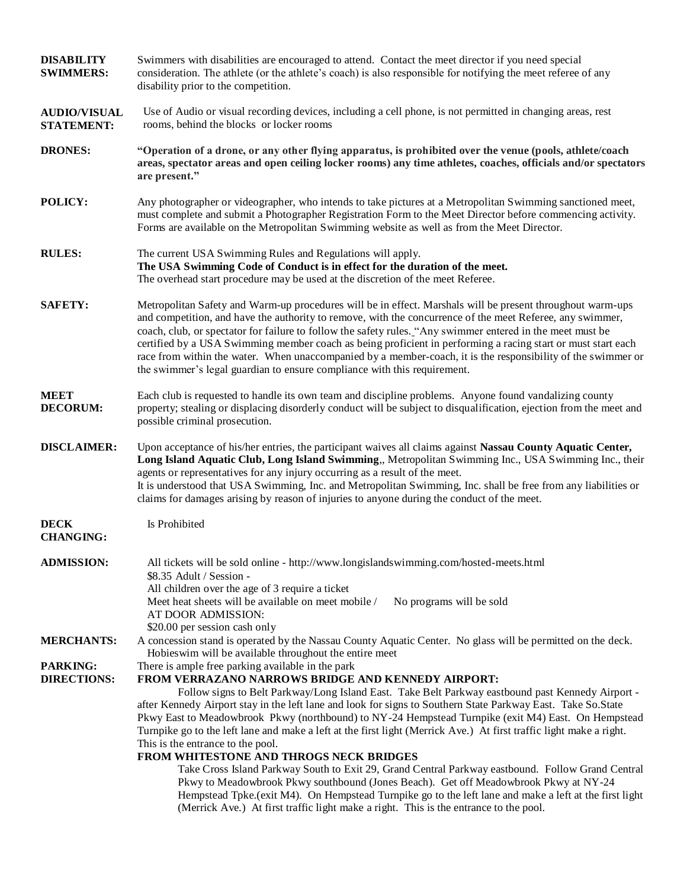**DISABILITY SWIMMERS:** Swimmers with disabilities are encouraged to attend. Contact the meet director if you need special consideration. The athlete (or the athlete's coach) is also responsible for notifying the meet referee of any disability prior to the competition.

**AUDIO/VISUAL STATEMENT:** Use of Audio or visual recording devices, including a cell phone, is not permitted in changing areas, rest rooms, behind the blocks or locker rooms

**DRONES:** **"Operation of a drone, or any other flying apparatus, is prohibited over the venue (pools, athlete/coach areas, spectator areas and open ceiling locker rooms) any time athletes, coaches, officials and/or spectators are present."**

**POLICY:** Any photographer or videographer, who intends to take pictures at a Metropolitan Swimming sanctioned meet, must complete and submit a Photographer Registration Form to the Meet Director before commencing activity. Forms are available on the Metropolitan Swimming website as well as from the Meet Director.

**RULES:** The current USA Swimming Rules and Regulations will apply.
**The USA Swimming Code of Conduct is in effect for the duration of the meet.**
The overhead start procedure may be used at the discretion of the meet Referee.

**SAFETY:** Metropolitan Safety and Warm-up procedures will be in effect. Marshals will be present throughout warm-ups and competition, and have the authority to remove, with the concurrence of the meet Referee, any swimmer, coach, club, or spectator for failure to follow the safety rules. "Any swimmer entered in the meet must be certified by a USA Swimming member coach as being proficient in performing a racing start or must start each race from within the water. When unaccompanied by a member-coach, it is the responsibility of the swimmer or the swimmer's legal guardian to ensure compliance with this requirement.

**MEET DECORUM:** Each club is requested to handle its own team and discipline problems. Anyone found vandalizing county property; stealing or displacing disorderly conduct will be subject to disqualification, ejection from the meet and possible criminal prosecution.

**DISCLAIMER:** Upon acceptance of his/her entries, the participant waives all claims against **Nassau County Aquatic Center, Long Island Aquatic Club, Long Island Swimming**,, Metropolitan Swimming Inc., USA Swimming Inc., their agents or representatives for any injury occurring as a result of the meet.
It is understood that USA Swimming, Inc. and Metropolitan Swimming, Inc. shall be free from any liabilities or claims for damages arising by reason of injuries to anyone during the conduct of the meet.

**DECK CHANGING:** Is Prohibited

**ADMISSION:** All tickets will be sold online - http://www.longislandswimming.com/hosted-meets.html
$8.35 Adult / Session -
All children over the age of 3 require a ticket
Meet heat sheets will be available on meet mobile / No programs will be sold
AT DOOR ADMISSION:
$20.00 per session cash only

**MERCHANTS:** A concession stand is operated by the Nassau County Aquatic Center. No glass will be permitted on the deck.
Hobieswim will be available throughout the entire meet

**PARKING:** There is ample free parking available in the park

**DIRECTIONS:** **FROM VERRAZANO NARROWS BRIDGE AND KENNEDY AIRPORT:**

Follow signs to Belt Parkway/Long Island East. Take Belt Parkway eastbound past Kennedy Airport - after Kennedy Airport stay in the left lane and look for signs to Southern State Parkway East. Take So.State Pkwy East to Meadowbrook Pkwy (northbound) to NY-24 Hempstead Turnpike (exit M4) East. On Hempstead Turnpike go to the left lane and make a left at the first light (Merrick Ave.) At first traffic light make a right. This is the entrance to the pool.

**FROM WHITESTONE AND THROGS NECK BRIDGES**

Take Cross Island Parkway South to Exit 29, Grand Central Parkway eastbound. Follow Grand Central Pkwy to Meadowbrook Pkwy southbound (Jones Beach). Get off Meadowbrook Pkwy at NY-24 Hempstead Tpke.(exit M4). On Hempstead Turnpike go to the left lane and make a left at the first light (Merrick Ave.) At first traffic light make a right. This is the entrance to the pool.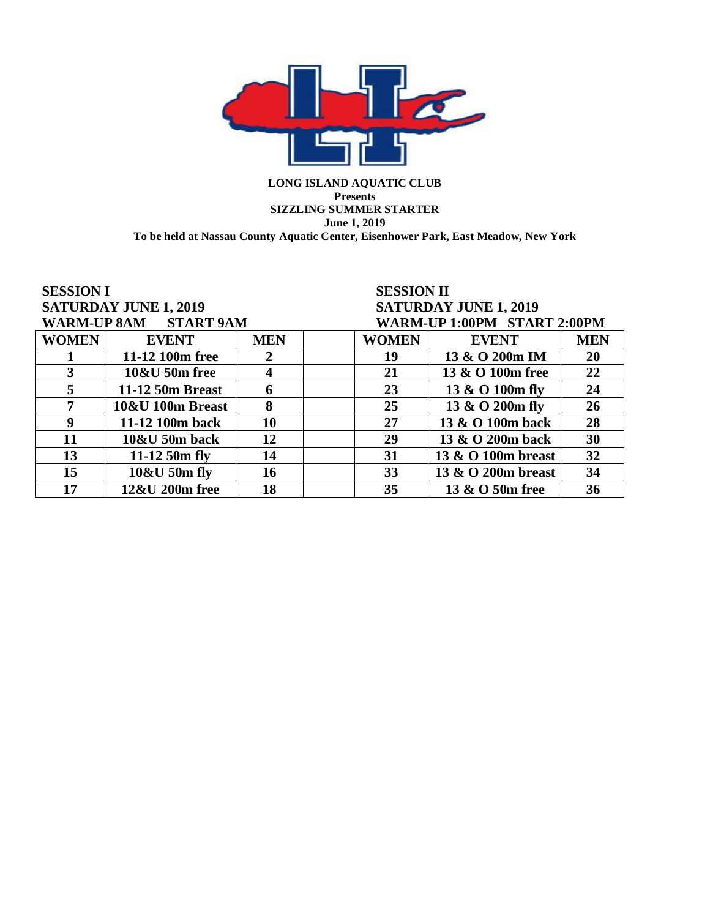**LONG ISLAND AQUATIC CLUB**
**Presents**
**SIZZLING SUMMER STARTER**
**June 1, 2019**
**To be held at Nassau County Aquatic Center, Eisenhower Park, East Meadow, New York**

**SESSION I**
**SATURDAY JUNE 1, 2019**
**WARM-UP 8AM START 9AM**

| WOMEN | EVENT | MEN |
|---|---|---|
| 1 | 11-12 100m free | 2 |
| 3 | 10&U 50m free | 4 |
| 5 | 11-12 50m Breast | 6 |
| 7 | 10&U 100m Breast | 8 |
| 9 | 11-12 100m back | 10 |
| 11 | 10&U 50m back | 12 |
| 13 | 11-12 50m fly | 14 |
| 15 | 10&U 50m fly | 16 |
| 17 | 12&U 200m free | 18 |

**SESSION II**
**SATURDAY JUNE 1, 2019**
**WARM-UP 1:00PM START 2:00PM**

| WOMEN | EVENT | MEN |
|---|---|---|
| 19 | 13 & O 200m IM | 20 |
| 21 | 13 & O 100m free | 22 |
| 23 | 13 & O 100m fly | 24 |
| 25 | 13 & O 200m fly | 26 |
| 27 | 13 & O 100m back | 28 |
| 29 | 13 & O 200m back | 30 |
| 31 | 13 & O 100m breast | 32 |
| 33 | 13 & O 200m breast | 34 |
| 35 | 13 & O 50m free | 36 |